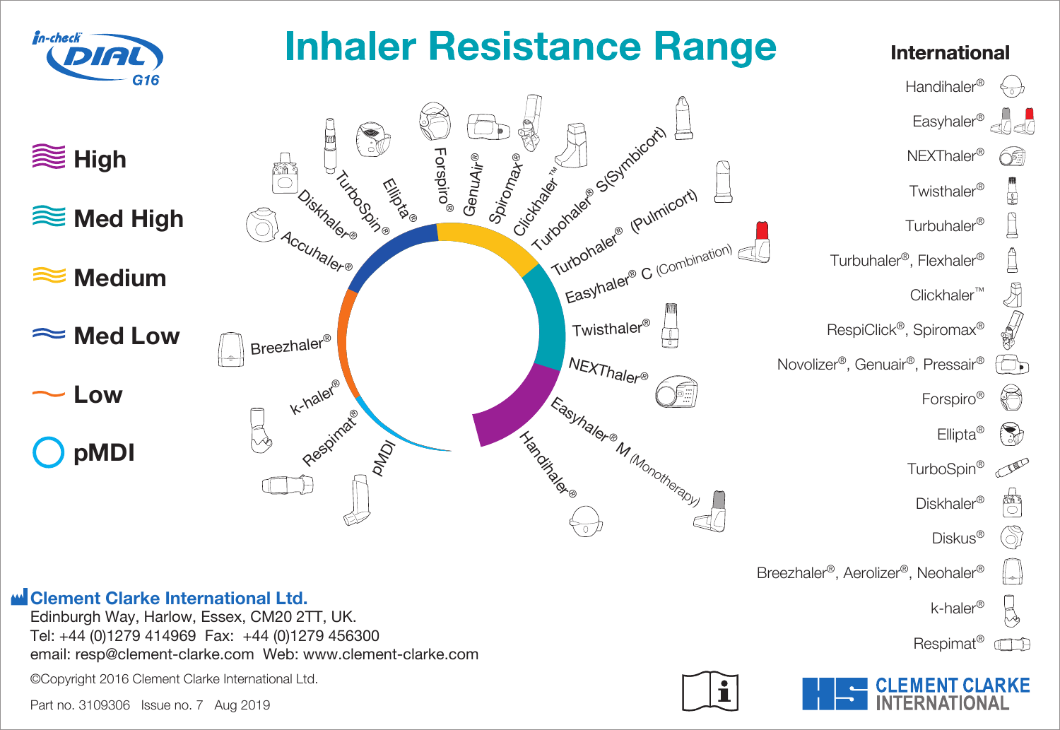# Inhaler Resistance Range

In-check DIAL G16

- High
- Med High
- Medium
- Med Low
- Low
- pMDI

Diskhaler®
TurboSpin®
Ellipta®
Forspiro®
GenuAir®
Spiromax®
Clickhaler™
Turbohaler® S(Symbicort)
Turbohaler® (Pulmicort)
Easyhaler® C (Combination)
Twisthaler®
NEXThaler®
Easyhaler® M (Monotherapy)
Handihaler®
Accuhaler®
Breezhaler®
k-haler®
Respimat®
pMDI

## International

- Handihaler®
- Easyhaler®
- NEXThaler®
- Twisthaler®
- Turbuhaler®
- Turbuhaler®, Flexhaler®
- Clickhaler™
- RespiClick®, Spiromax®
- Novolizer®, Genuair®, Pressair®
- Forspiro®
- Ellipta®
- TurboSpin®
- Diskhaler®
- Diskus®
- Breezhaler®, Aerolizer®, Neohaler®
- k-haler®
- Respimat®

**Clement Clarke International Ltd.**
Edinburgh Way, Harlow, Essex, CM20 2TT, UK.
Tel: +44 (0)1279 414969 Fax: +44 (0)1279 456300
email: resp@clement-clarke.com Web: www.clement-clarke.com

©Copyright 2016 Clement Clarke International Ltd.

Part no. 3109306 Issue no. 7 Aug 2019

CLEMENT CLARKE INTERNATIONAL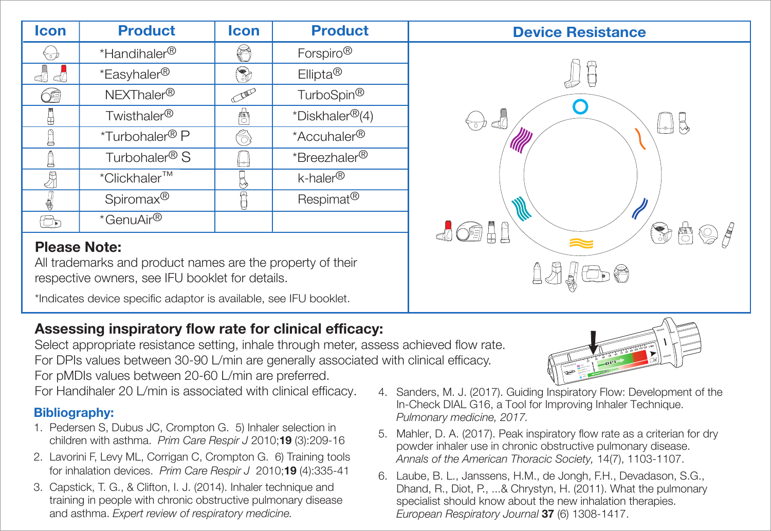| Icon | Product | Icon | Product |
|---|---|---|---|
| | *Handihaler® | | Forspiro® |
| | *Easyhaler® | | Ellipta® |
| | NEXThaler® | | TurboSpin® |
| | Twisthaler® | | *Diskhaler®(4) |
| | *Turbohaler® P | | *Accuhaler® |
| | Turbohaler® S | | *Breezhaler® |
| | *Clickhaler™ | | k-haler® |
| | Spiromax® | | Respimat® |
| | *GenuAir® | | |

## Device Resistance

**Please Note:**

All trademarks and product names are the property of their respective owners, see IFU booklet for details.

*Indicates device specific adaptor is available, see IFU booklet.

## Assessing inspiratory flow rate for clinical efficacy:

Select appropriate resistance setting, inhale through meter, assess achieved flow rate.
For DPIs values between 30-90 L/min are generally associated with clinical efficacy.
For pMDIs values between 20-60 L/min are preferred.
For Handihaler 20 L/min is associated with clinical efficacy.

### Bibliography:

1. Pedersen S, Dubus JC, Crompton G. 5) Inhaler selection in children with asthma. *Prim Care Respir J* 2010;**19** (3):209-16
2. Lavorini F, Levy ML, Corrigan C, Crompton G. 6) Training tools for inhalation devices. *Prim Care Respir J* 2010;**19** (4):335-41
3. Capstick, T. G., & Clifton, I. J. (2014). Inhaler technique and training in people with chronic obstructive pulmonary disease and asthma. *Expert review of respiratory medicine.*
4. Sanders, M. J. (2017). Guiding Inspiratory Flow: Development of the In-Check DIAL G16, a Tool for Improving Inhaler Technique. *Pulmonary medicine, 2017.*
5. Mahler, D. A. (2017). Peak inspiratory flow rate as a criterian for dry powder inhaler use in chronic obstructive pulmonary disease. *Annals of the American Thoracic Society,* 14(7), 1103-1107.
6. Laube, B. L., Janssens, H.M., de Jongh, F.H., Devadason, S.G., Dhand, R., Diot, P., ...& Chrystyn, H. (2011). What the pulmonary specialist should know about the new inhalation therapies. *European Respiratory Journal* **37** (6) 1308-1417.